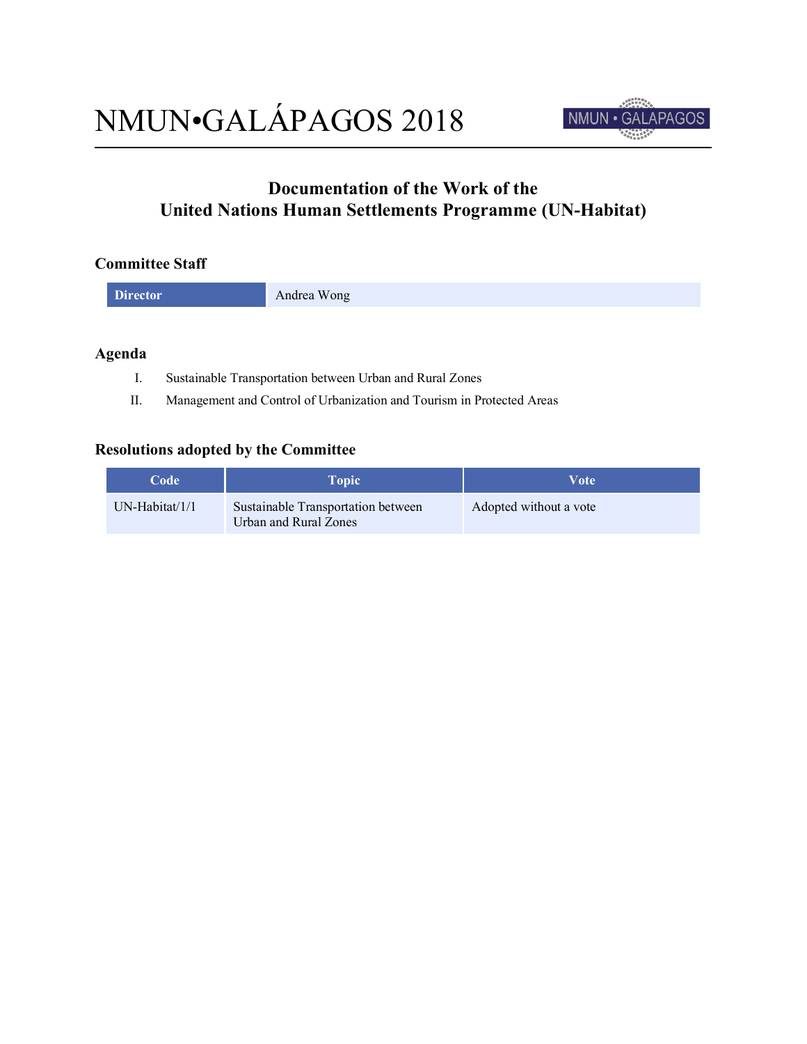# NMUN•GALÁPAGOS 2018

## Documentation of the Work of the United Nations Human Settlements Programme (UN-Habitat)

### Committee Staff

| Director | Andrea Wong |
|---|---|

### Agenda

I. Sustainable Transportation between Urban and Rural Zones

II. Management and Control of Urbanization and Tourism in Protected Areas

### Resolutions adopted by the Committee

| Code | Topic | Vote |
|---|---|---|
| UN-Habitat/1/1 | Sustainable Transportation between Urban and Rural Zones | Adopted without a vote |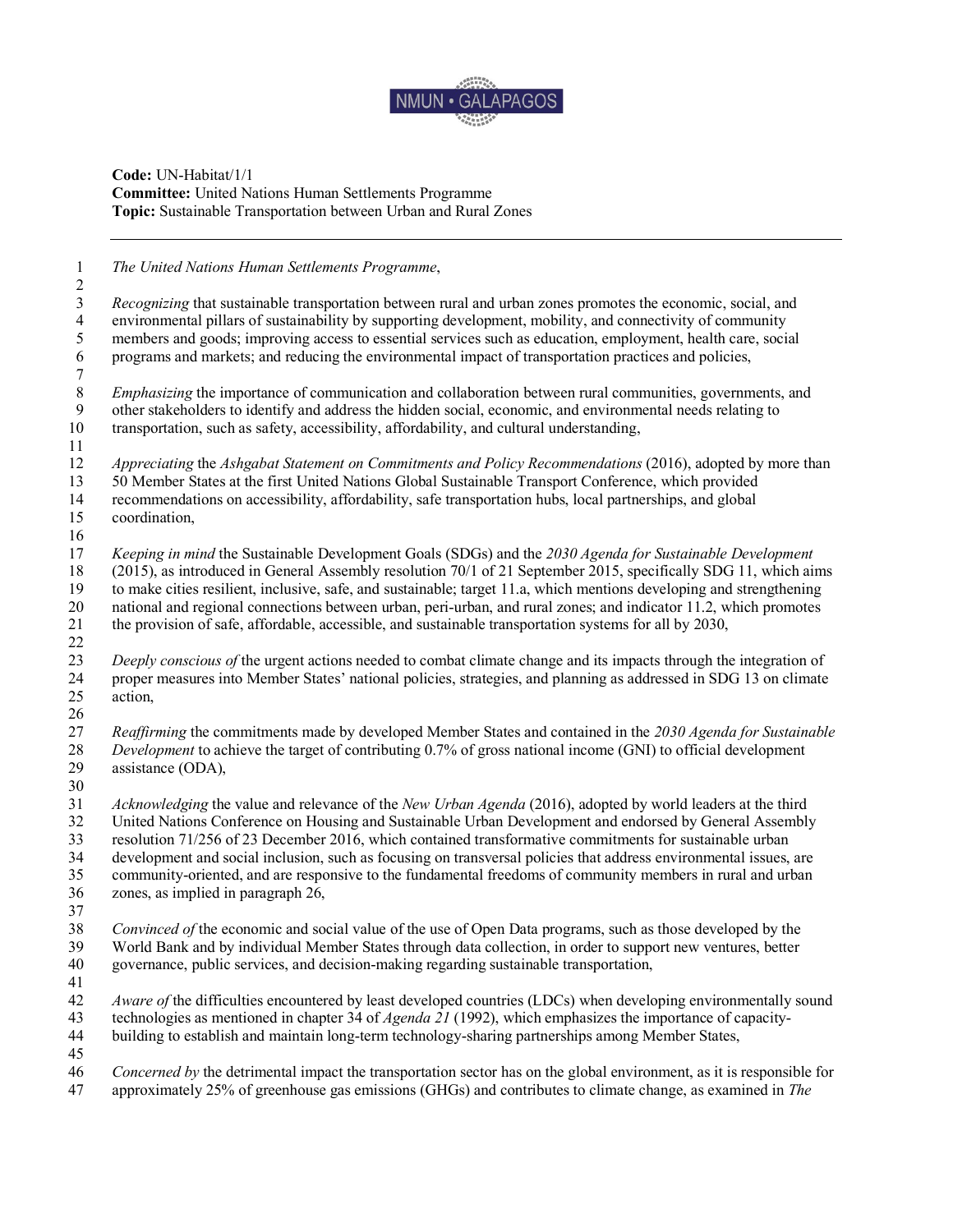**Code:** UN-Habitat/1/1
**Committee:** United Nations Human Settlements Programme
**Topic:** Sustainable Transportation between Urban and Rural Zones

---

*The United Nations Human Settlements Programme*,

*Recognizing* that sustainable transportation between rural and urban zones promotes the economic, social, and environmental pillars of sustainability by supporting development, mobility, and connectivity of community members and goods; improving access to essential services such as education, employment, health care, social programs and markets; and reducing the environmental impact of transportation practices and policies,

*Emphasizing* the importance of communication and collaboration between rural communities, governments, and other stakeholders to identify and address the hidden social, economic, and environmental needs relating to transportation, such as safety, accessibility, affordability, and cultural understanding,

*Appreciating* the *Ashgabat Statement on Commitments and Policy Recommendations* (2016), adopted by more than 50 Member States at the first United Nations Global Sustainable Transport Conference, which provided recommendations on accessibility, affordability, safe transportation hubs, local partnerships, and global coordination,

*Keeping in mind* the Sustainable Development Goals (SDGs) and the *2030 Agenda for Sustainable Development* (2015), as introduced in General Assembly resolution 70/1 of 21 September 2015, specifically SDG 11, which aims to make cities resilient, inclusive, safe, and sustainable; target 11.a, which mentions developing and strengthening national and regional connections between urban, peri-urban, and rural zones; and indicator 11.2, which promotes the provision of safe, affordable, accessible, and sustainable transportation systems for all by 2030,

*Deeply conscious of* the urgent actions needed to combat climate change and its impacts through the integration of proper measures into Member States' national policies, strategies, and planning as addressed in SDG 13 on climate action,

*Reaffirming* the commitments made by developed Member States and contained in the *2030 Agenda for Sustainable Development* to achieve the target of contributing 0.7% of gross national income (GNI) to official development assistance (ODA),

*Acknowledging* the value and relevance of the *New Urban Agenda* (2016), adopted by world leaders at the third United Nations Conference on Housing and Sustainable Urban Development and endorsed by General Assembly resolution 71/256 of 23 December 2016, which contained transformative commitments for sustainable urban development and social inclusion, such as focusing on transversal policies that address environmental issues, are community-oriented, and are responsive to the fundamental freedoms of community members in rural and urban zones, as implied in paragraph 26,

*Convinced of* the economic and social value of the use of Open Data programs, such as those developed by the World Bank and by individual Member States through data collection, in order to support new ventures, better governance, public services, and decision-making regarding sustainable transportation,

*Aware of* the difficulties encountered by least developed countries (LDCs) when developing environmentally sound technologies as mentioned in chapter 34 of *Agenda 21* (1992), which emphasizes the importance of capacity-building to establish and maintain long-term technology-sharing partnerships among Member States,

*Concerned by* the detrimental impact the transportation sector has on the global environment, as it is responsible for approximately 25% of greenhouse gas emissions (GHGs) and contributes to climate change, as examined in *The*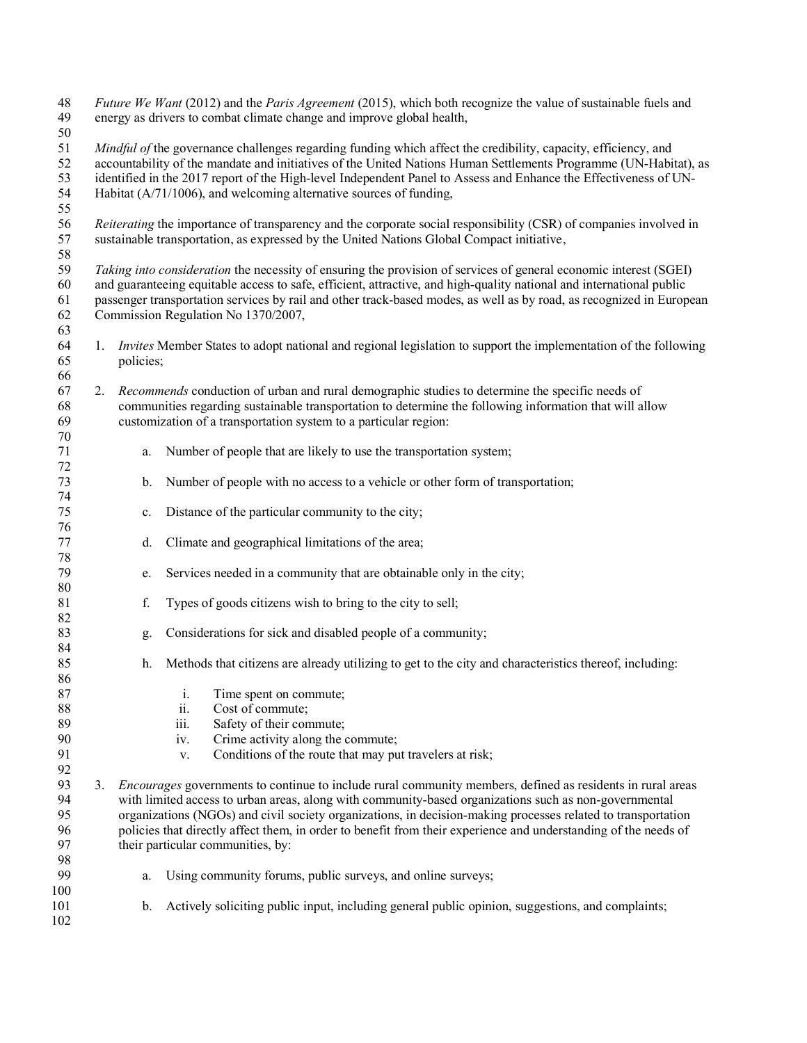*Future We Want* (2012) and the *Paris Agreement* (2015), which both recognize the value of sustainable fuels and energy as drivers to combat climate change and improve global health,

*Mindful of* the governance challenges regarding funding which affect the credibility, capacity, efficiency, and accountability of the mandate and initiatives of the United Nations Human Settlements Programme (UN-Habitat), as identified in the 2017 report of the High-level Independent Panel to Assess and Enhance the Effectiveness of UN-Habitat (A/71/1006), and welcoming alternative sources of funding,

*Reiterating* the importance of transparency and the corporate social responsibility (CSR) of companies involved in sustainable transportation, as expressed by the United Nations Global Compact initiative,

*Taking into consideration* the necessity of ensuring the provision of services of general economic interest (SGEI) and guaranteeing equitable access to safe, efficient, attractive, and high-quality national and international public passenger transportation services by rail and other track-based modes, as well as by road, as recognized in European Commission Regulation No 1370/2007,

1. *Invites* Member States to adopt national and regional legislation to support the implementation of the following policies;

2. *Recommends* conduction of urban and rural demographic studies to determine the specific needs of communities regarding sustainable transportation to determine the following information that will allow customization of a transportation system to a particular region:

    a. Number of people that are likely to use the transportation system;

    b. Number of people with no access to a vehicle or other form of transportation;

    c. Distance of the particular community to the city;

    d. Climate and geographical limitations of the area;

    e. Services needed in a community that are obtainable only in the city;

    f. Types of goods citizens wish to bring to the city to sell;

    g. Considerations for sick and disabled people of a community;

    h. Methods that citizens are already utilizing to get to the city and characteristics thereof, including:

        i. Time spent on commute;
        ii. Cost of commute;
        iii. Safety of their commute;
        iv. Crime activity along the commute;
        v. Conditions of the route that may put travelers at risk;

3. *Encourages* governments to continue to include rural community members, defined as residents in rural areas with limited access to urban areas, along with community-based organizations such as non-governmental organizations (NGOs) and civil society organizations, in decision-making processes related to transportation policies that directly affect them, in order to benefit from their experience and understanding of the needs of their particular communities, by:

    a. Using community forums, public surveys, and online surveys;

    b. Actively soliciting public input, including general public opinion, suggestions, and complaints;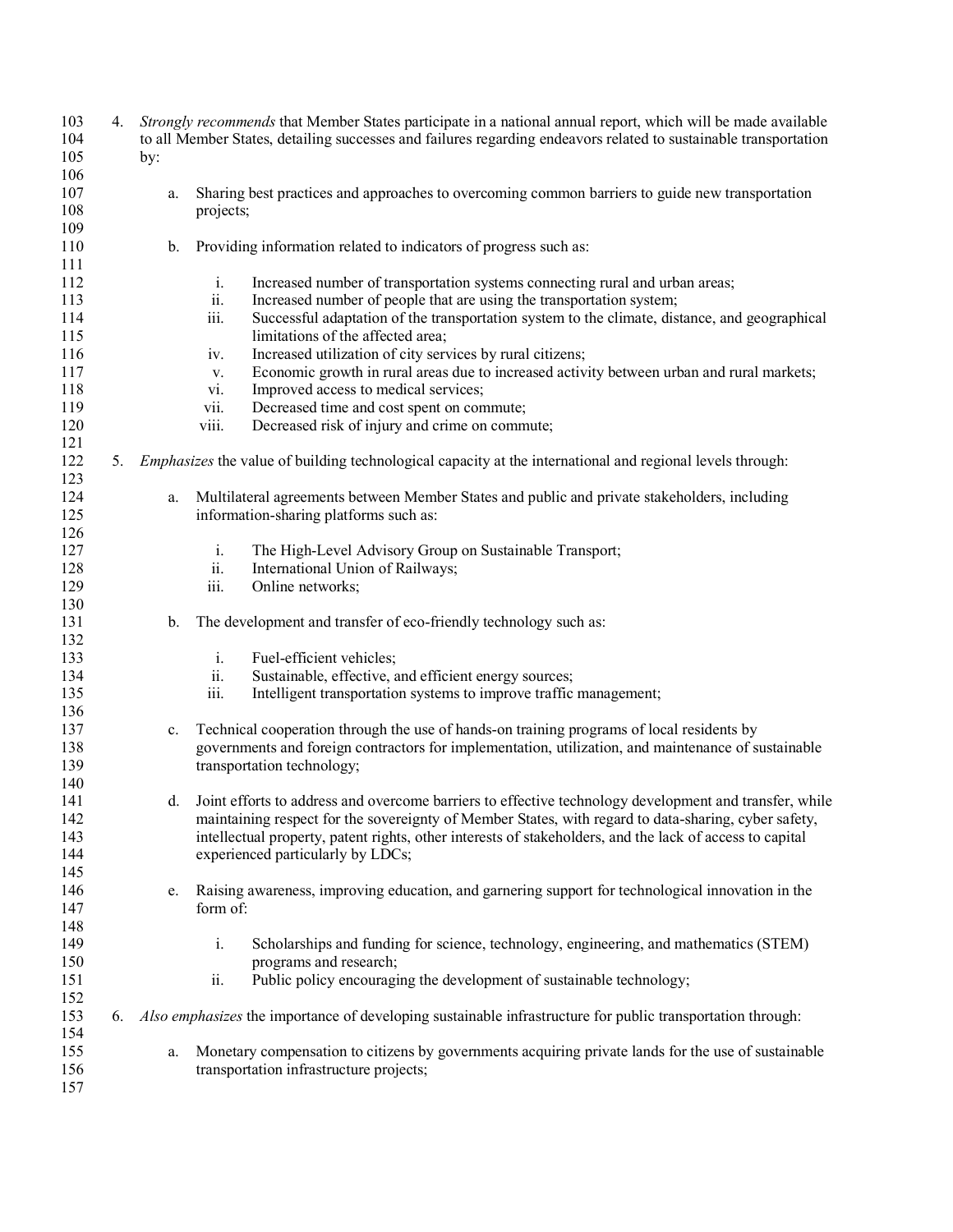4. *Strongly recommends* that Member States participate in a national annual report, which will be made available to all Member States, detailing successes and failures regarding endeavors related to sustainable transportation by:

    a. Sharing best practices and approaches to overcoming common barriers to guide new transportation projects;

    b. Providing information related to indicators of progress such as:

        i. Increased number of transportation systems connecting rural and urban areas;
        ii. Increased number of people that are using the transportation system;
        iii. Successful adaptation of the transportation system to the climate, distance, and geographical limitations of the affected area;
        iv. Increased utilization of city services by rural citizens;
        v. Economic growth in rural areas due to increased activity between urban and rural markets;
        vi. Improved access to medical services;
        vii. Decreased time and cost spent on commute;
        viii. Decreased risk of injury and crime on commute;

5. *Emphasizes* the value of building technological capacity at the international and regional levels through:

    a. Multilateral agreements between Member States and public and private stakeholders, including information-sharing platforms such as:

        i. The High-Level Advisory Group on Sustainable Transport;
        ii. International Union of Railways;
        iii. Online networks;

    b. The development and transfer of eco-friendly technology such as:

        i. Fuel-efficient vehicles;
        ii. Sustainable, effective, and efficient energy sources;
        iii. Intelligent transportation systems to improve traffic management;

    c. Technical cooperation through the use of hands-on training programs of local residents by governments and foreign contractors for implementation, utilization, and maintenance of sustainable transportation technology;

    d. Joint efforts to address and overcome barriers to effective technology development and transfer, while maintaining respect for the sovereignty of Member States, with regard to data-sharing, cyber safety, intellectual property, patent rights, other interests of stakeholders, and the lack of access to capital experienced particularly by LDCs;

    e. Raising awareness, improving education, and garnering support for technological innovation in the form of:

        i. Scholarships and funding for science, technology, engineering, and mathematics (STEM) programs and research;
        ii. Public policy encouraging the development of sustainable technology;

6. *Also emphasizes* the importance of developing sustainable infrastructure for public transportation through:

    a. Monetary compensation to citizens by governments acquiring private lands for the use of sustainable transportation infrastructure projects;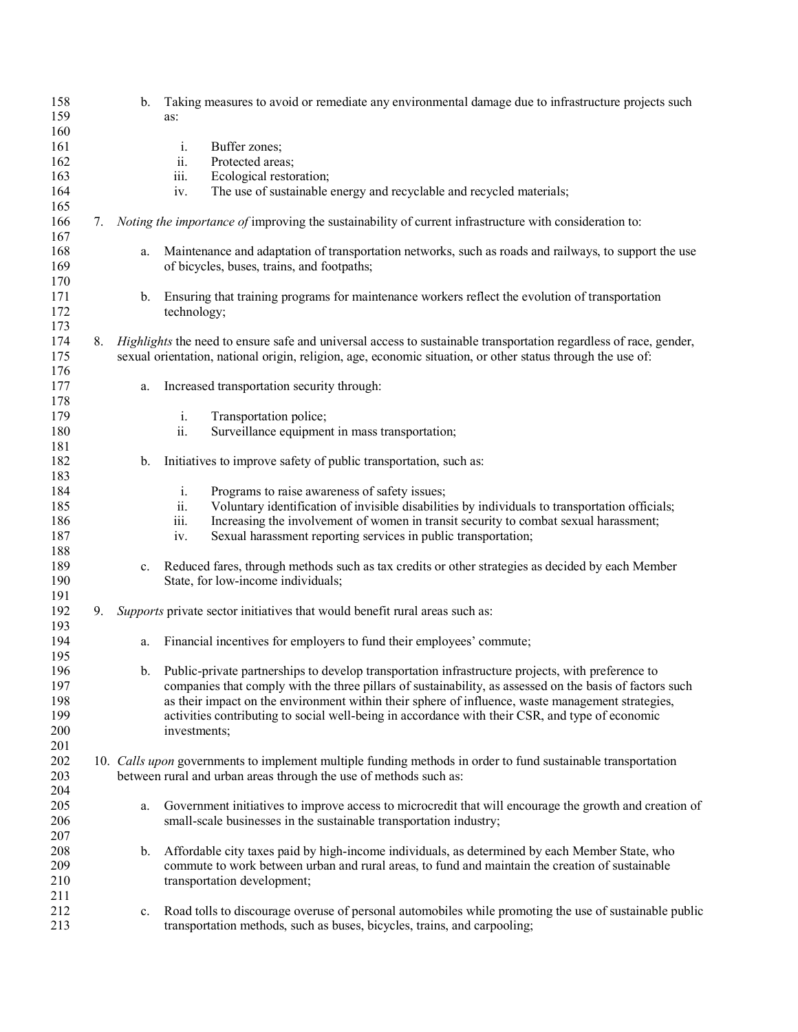b. Taking measures to avoid or remediate any environmental damage due to infrastructure projects such as:

   i. Buffer zones;
   ii. Protected areas;
   iii. Ecological restoration;
   iv. The use of sustainable energy and recyclable and recycled materials;

7. *Noting the importance of* improving the sustainability of current infrastructure with consideration to:

   a. Maintenance and adaptation of transportation networks, such as roads and railways, to support the use of bicycles, buses, trains, and footpaths;

   b. Ensuring that training programs for maintenance workers reflect the evolution of transportation technology;

8. *Highlights* the need to ensure safe and universal access to sustainable transportation regardless of race, gender, sexual orientation, national origin, religion, age, economic situation, or other status through the use of:

   a. Increased transportation security through:

      i. Transportation police;
      ii. Surveillance equipment in mass transportation;

   b. Initiatives to improve safety of public transportation, such as:

      i. Programs to raise awareness of safety issues;
      ii. Voluntary identification of invisible disabilities by individuals to transportation officials;
      iii. Increasing the involvement of women in transit security to combat sexual harassment;
      iv. Sexual harassment reporting services in public transportation;

   c. Reduced fares, through methods such as tax credits or other strategies as decided by each Member State, for low-income individuals;

9. *Supports* private sector initiatives that would benefit rural areas such as:

   a. Financial incentives for employers to fund their employees' commute;

   b. Public-private partnerships to develop transportation infrastructure projects, with preference to companies that comply with the three pillars of sustainability, as assessed on the basis of factors such as their impact on the environment within their sphere of influence, waste management strategies, activities contributing to social well-being in accordance with their CSR, and type of economic investments;

10. *Calls upon* governments to implement multiple funding methods in order to fund sustainable transportation between rural and urban areas through the use of methods such as:

    a. Government initiatives to improve access to microcredit that will encourage the growth and creation of small-scale businesses in the sustainable transportation industry;

    b. Affordable city taxes paid by high-income individuals, as determined by each Member State, who commute to work between urban and rural areas, to fund and maintain the creation of sustainable transportation development;

    c. Road tolls to discourage overuse of personal automobiles while promoting the use of sustainable public transportation methods, such as buses, bicycles, trains, and carpooling;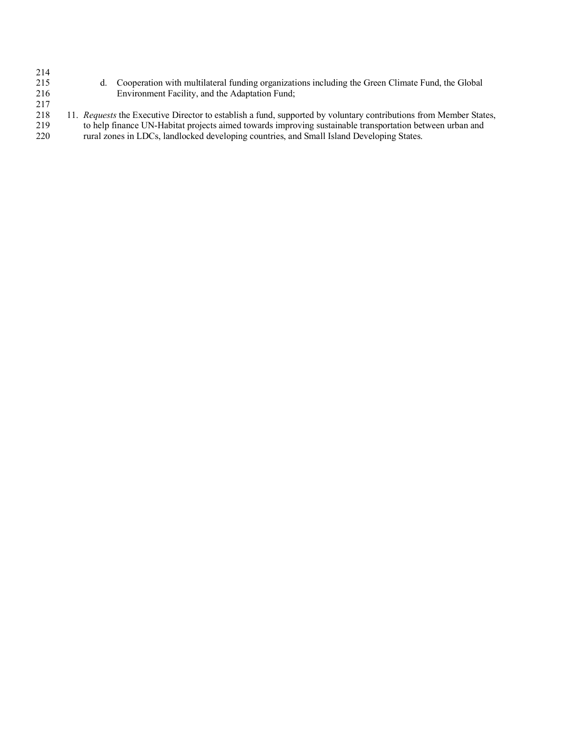d. Cooperation with multilateral funding organizations including the Green Climate Fund, the Global Environment Facility, and the Adaptation Fund;

11. *Requests* the Executive Director to establish a fund, supported by voluntary contributions from Member States, to help finance UN-Habitat projects aimed towards improving sustainable transportation between urban and rural zones in LDCs, landlocked developing countries, and Small Island Developing States.